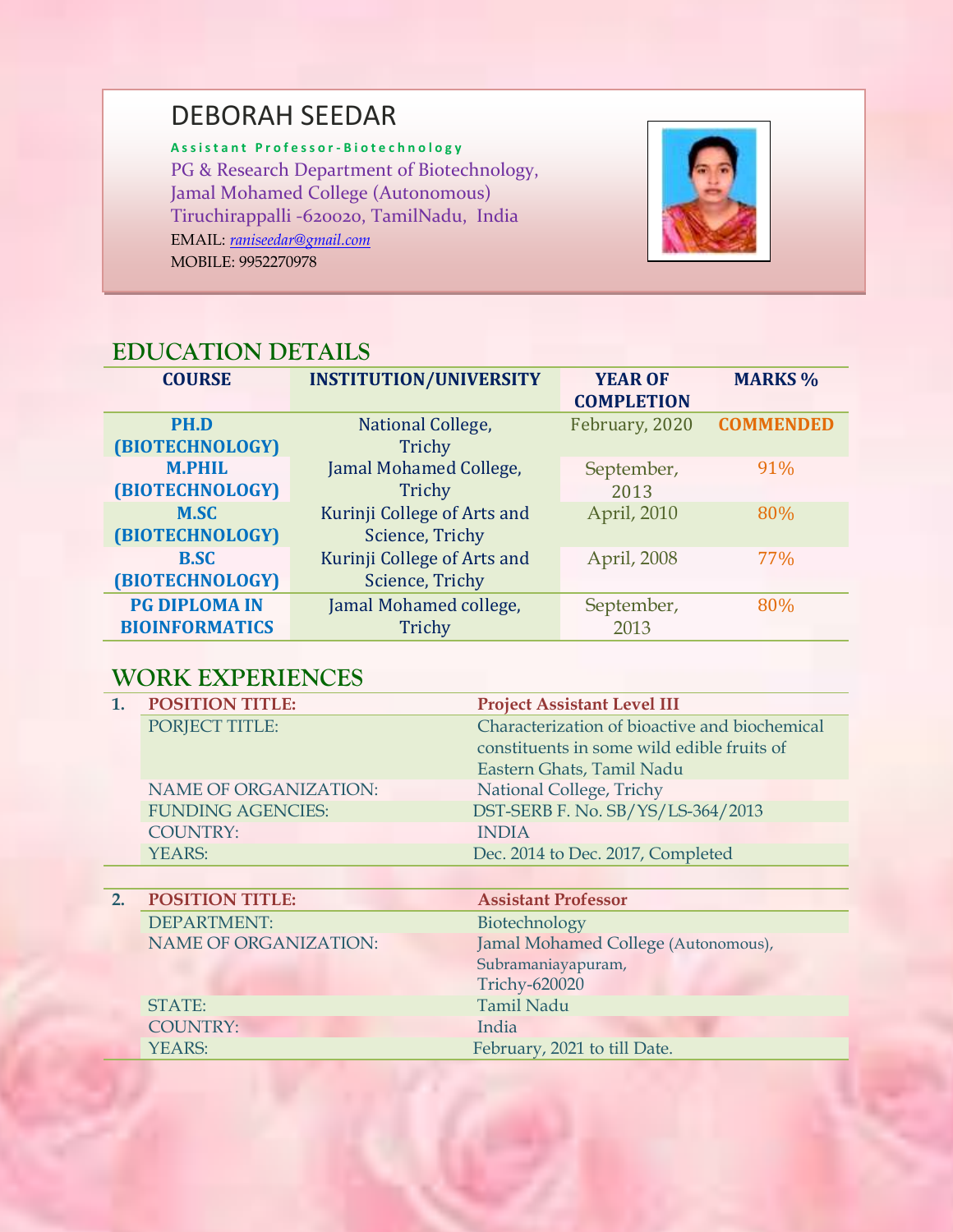# DEBORAH SEEDAR

**Assistant Professor-Biotechnology**

PG & Research Department of Biotechnology,
Jamal Mohamed College (Autonomous)
Tiruchirappalli -620020, TamilNadu, India
EMAIL: *raniseedar@gmail.com*
MOBILE: 9952270978

## EDUCATION DETAILS

| COURSE | INSTITUTION/UNIVERSITY | YEAR OF COMPLETION | MARKS % |
|---|---|---|---|
| **PH.D (BIOTECHNOLOGY)** | National College, Trichy | February, 2020 | **COMMENDED** |
| **M.PHIL (BIOTECHNOLOGY)** | Jamal Mohamed College, Trichy | September, 2013 | 91% |
| **M.SC (BIOTECHNOLOGY)** | Kurinji College of Arts and Science, Trichy | April, 2010 | 80% |
| **B.SC (BIOTECHNOLOGY)** | Kurinji College of Arts and Science, Trichy | April, 2008 | 77% |
| **PG DIPLOMA IN BIOINFORMATICS** | Jamal Mohamed college, Trichy | September, 2013 | 80% |

## WORK EXPERIENCES

| | | |
|---|---|---|
| **1.** | **POSITION TITLE:** | **Project Assistant Level III** |
| | PORJECT TITLE: | Characterization of bioactive and biochemical constituents in some wild edible fruits of Eastern Ghats, Tamil Nadu |
| | NAME OF ORGANIZATION: | National College, Trichy |
| | FUNDING AGENCIES: | DST-SERB F. No. SB/YS/LS-364/2013 |
| | COUNTRY: | INDIA |
| | YEARS: | Dec. 2014 to Dec. 2017, Completed |

| | | |
|---|---|---|
| **2.** | **POSITION TITLE:** | **Assistant Professor** |
| | DEPARTMENT: | Biotechnology |
| | NAME OF ORGANIZATION: | Jamal Mohamed College (Autonomous), Subramaniayapuram, Trichy-620020 |
| | STATE: | Tamil Nadu |
| | COUNTRY: | India |
| | YEARS: | February, 2021 to till Date. |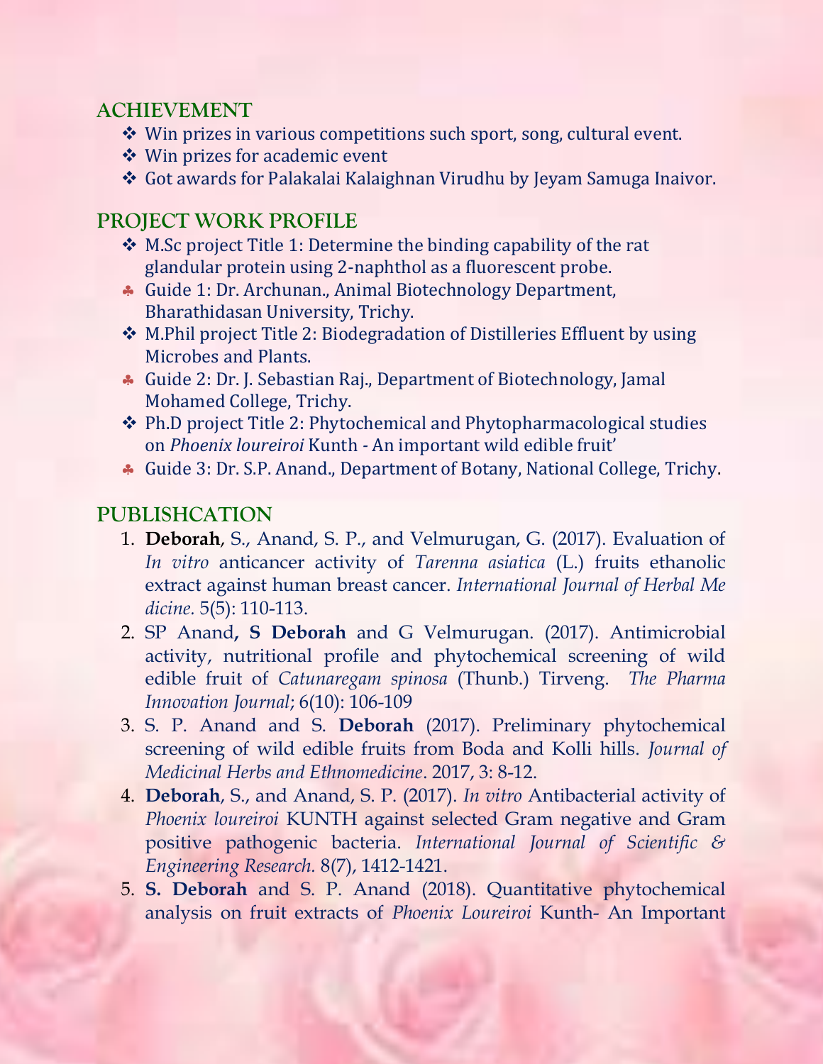## ACHIEVEMENT

- Win prizes in various competitions such sport, song, cultural event.
- Win prizes for academic event
- Got awards for Palakalai Kalaighnan Virudhu by Jeyam Samuga Inaivor.

## PROJECT WORK PROFILE

- M.Sc project Title 1: Determine the binding capability of the rat glandular protein using 2-naphthol as a fluorescent probe.
- Guide 1: Dr. Archunan., Animal Biotechnology Department, Bharathidasan University, Trichy.
- M.Phil project Title 2: Biodegradation of Distilleries Effluent by using Microbes and Plants.
- Guide 2: Dr. J. Sebastian Raj., Department of Biotechnology, Jamal Mohamed College, Trichy.
- Ph.D project Title 2: Phytochemical and Phytopharmacological studies on *Phoenix loureiroi* Kunth - An important wild edible fruit'
- Guide 3: Dr. S.P. Anand., Department of Botany, National College, Trichy.

## PUBLISHCATION

1. **Deborah**, S., Anand, S. P., and Velmurugan, G. (2017). Evaluation of *In vitro* anticancer activity of *Tarenna asiatica* (L.) fruits ethanolic extract against human breast cancer. *International Journal of Herbal Me dicine.* 5(5): 110-113.
2. SP Anand**, S Deborah** and G Velmurugan. (2017). Antimicrobial activity, nutritional profile and phytochemical screening of wild edible fruit of *Catunaregam spinosa* (Thunb.) Tirveng. *The Pharma Innovation Journal*; 6(10): 106-109
3. S. P. Anand and S. **Deborah** (2017). Preliminary phytochemical screening of wild edible fruits from Boda and Kolli hills. *Journal of Medicinal Herbs and Ethnomedicine*. 2017, 3: 8-12.
4. **Deborah**, S., and Anand, S. P. (2017). *In vitro* Antibacterial activity of *Phoenix loureiroi* KUNTH against selected Gram negative and Gram positive pathogenic bacteria. *International Journal of Scientific & Engineering Research.* 8(7), 1412-1421.
5. **S. Deborah** and S. P. Anand (2018). Quantitative phytochemical analysis on fruit extracts of *Phoenix Loureiroi* Kunth- An Important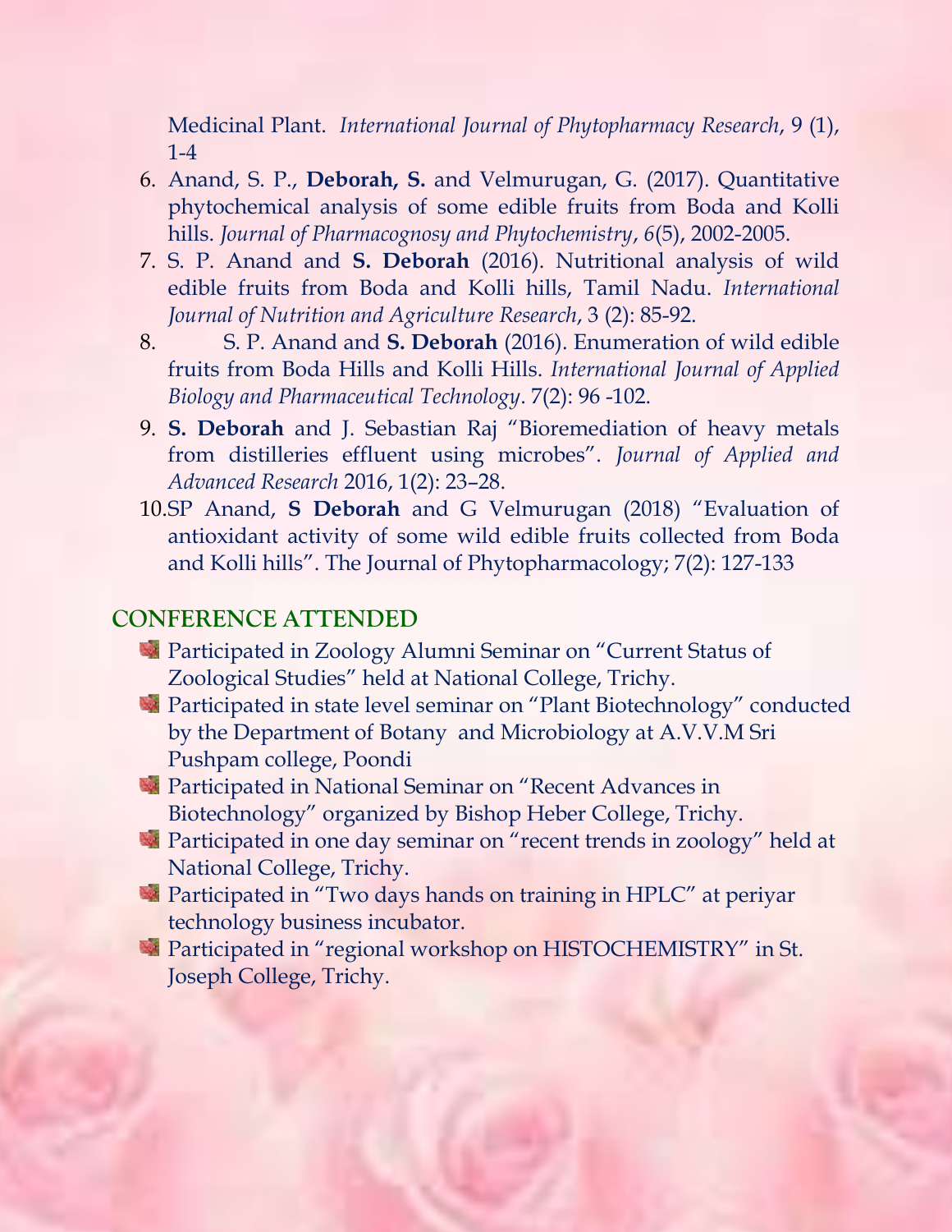Medicinal Plant. *International Journal of Phytopharmacy Research*, 9 (1), 1-4

6. Anand, S. P., **Deborah, S.** and Velmurugan, G. (2017). Quantitative phytochemical analysis of some edible fruits from Boda and Kolli hills. *Journal of Pharmacognosy and Phytochemistry*, *6*(5), 2002-2005.
7. S. P. Anand and **S. Deborah** (2016). Nutritional analysis of wild edible fruits from Boda and Kolli hills, Tamil Nadu. *International Journal of Nutrition and Agriculture Research*, 3 (2): 85-92.
8. S. P. Anand and **S. Deborah** (2016). Enumeration of wild edible fruits from Boda Hills and Kolli Hills. *International Journal of Applied Biology and Pharmaceutical Technology*. 7(2): 96 -102.
9. **S. Deborah** and J. Sebastian Raj "Bioremediation of heavy metals from distilleries effluent using microbes". *Journal of Applied and Advanced Research* 2016, 1(2): 23–28.
10. SP Anand, **S Deborah** and G Velmurugan (2018) "Evaluation of antioxidant activity of some wild edible fruits collected from Boda and Kolli hills". The Journal of Phytopharmacology; 7(2): 127-133

## CONFERENCE ATTENDED

- Participated in Zoology Alumni Seminar on "Current Status of Zoological Studies" held at National College, Trichy.
- Participated in state level seminar on "Plant Biotechnology" conducted by the Department of Botany and Microbiology at A.V.V.M Sri Pushpam college, Poondi
- Participated in National Seminar on "Recent Advances in Biotechnology" organized by Bishop Heber College, Trichy.
- Participated in one day seminar on "recent trends in zoology" held at National College, Trichy.
- Participated in "Two days hands on training in HPLC" at periyar technology business incubator.
- Participated in "regional workshop on HISTOCHEMISTRY" in St. Joseph College, Trichy.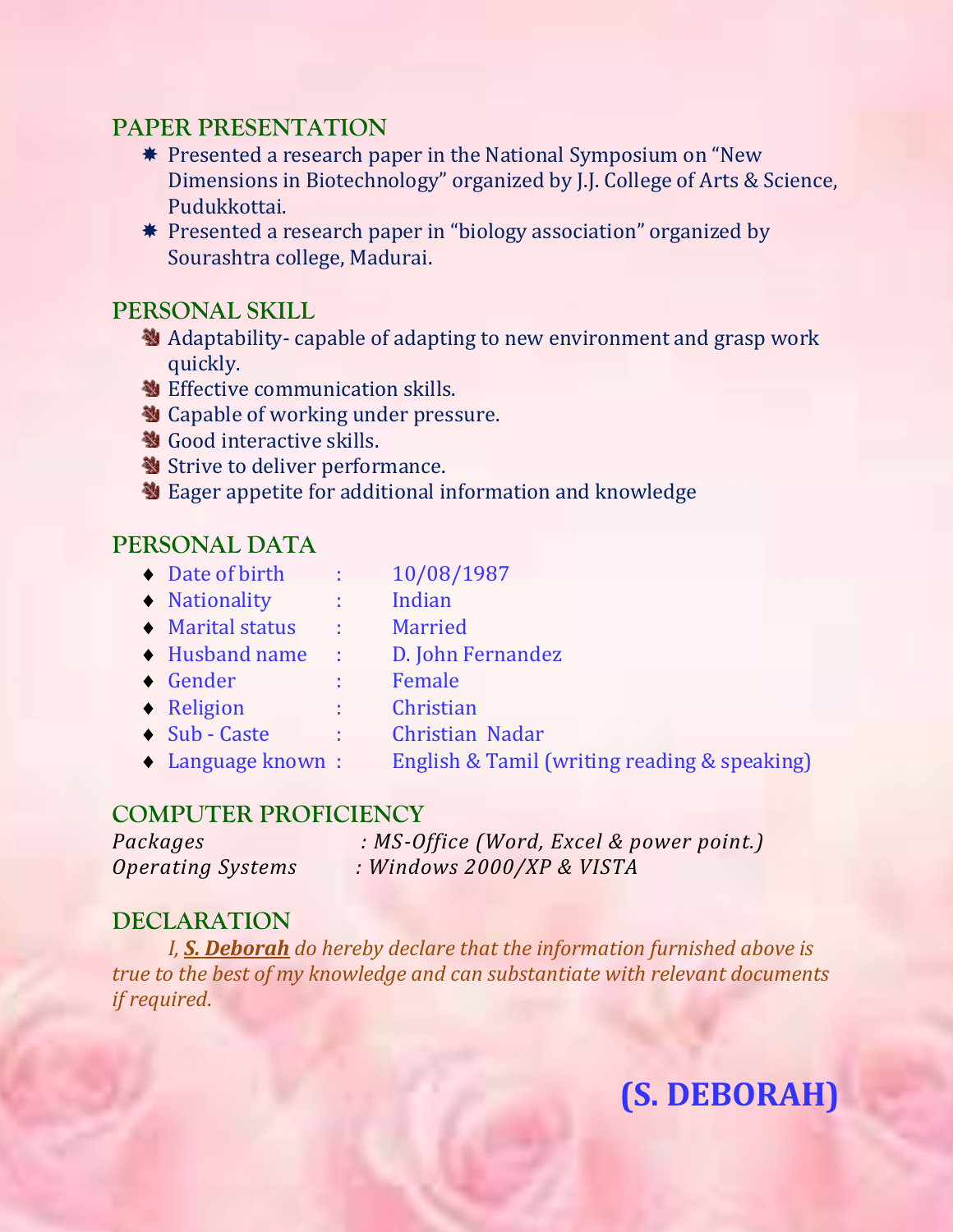## PAPER PRESENTATION

- Presented a research paper in the National Symposium on "New Dimensions in Biotechnology" organized by J.J. College of Arts & Science, Pudukkottai.
- Presented a research paper in "biology association" organized by Sourashtra college, Madurai.

## PERSONAL SKILL

- Adaptability- capable of adapting to new environment and grasp work quickly.
- Effective communication skills.
- Capable of working under pressure.
- Good interactive skills.
- Strive to deliver performance.
- Eager appetite for additional information and knowledge

## PERSONAL DATA

- Date of birth : 10/08/1987
- Nationality : Indian
- Marital status : Married
- Husband name : D. John Fernandez
- Gender : Female
- Religion : Christian
- Sub - Caste : Christian Nadar
- Language known : English & Tamil (writing reading & speaking)

## COMPUTER PROFICIENCY

*Packages : MS-Office (Word, Excel & power point.)*
*Operating Systems : Windows 2000/XP & VISTA*

## DECLARATION

*I, **S. Deborah** do hereby declare that the information furnished above is true to the best of my knowledge and can substantiate with relevant documents if required.*

**(S. DEBORAH)**